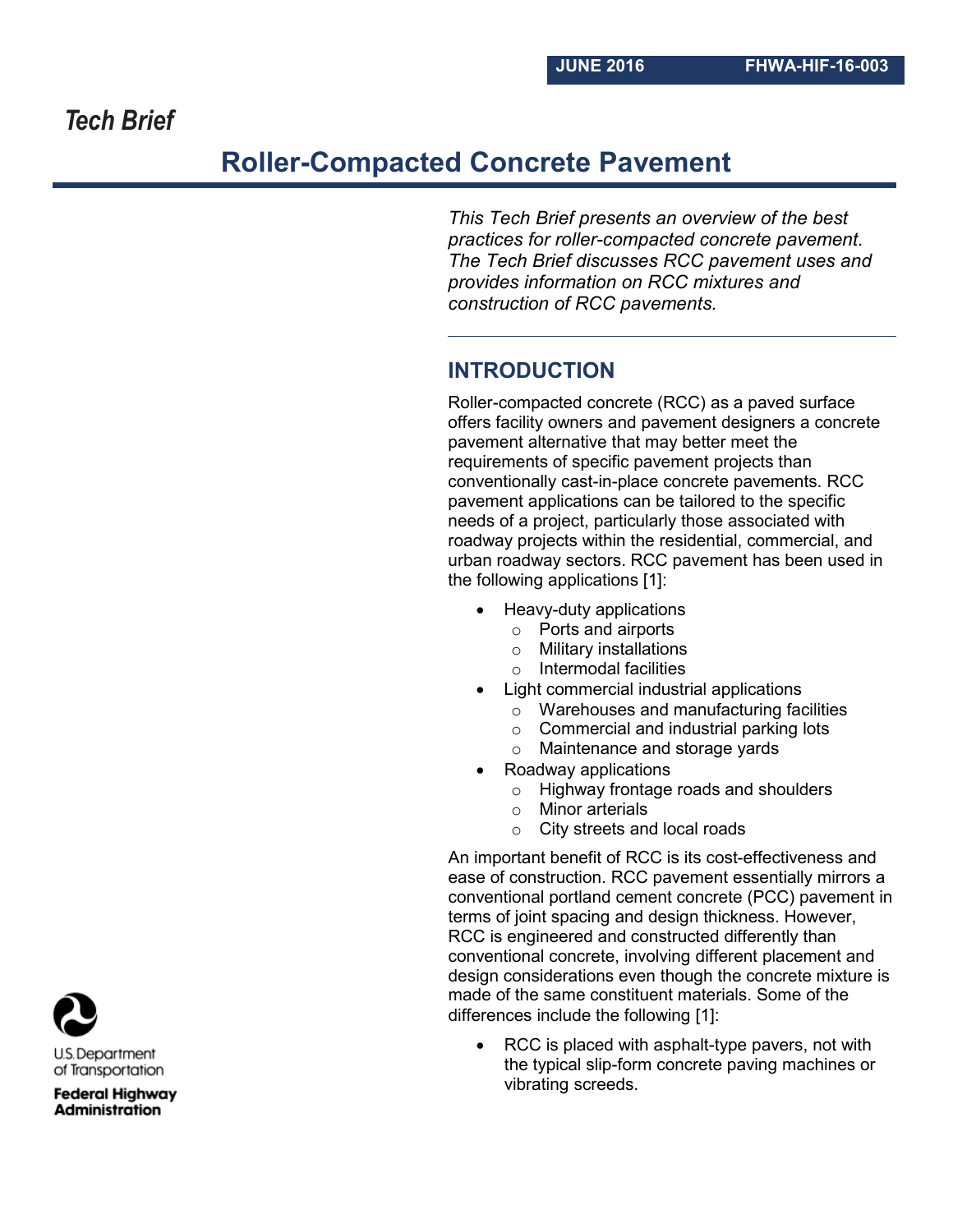JUNE 2016 FHWA-HIF-16-003

*Tech Brief*

# Roller-Compacted Concrete Pavement

*This Tech Brief presents an overview of the best practices for roller-compacted concrete pavement. The Tech Brief discusses RCC pavement uses and provides information on RCC mixtures and construction of RCC pavements.*

## INTRODUCTION

Roller-compacted concrete (RCC) as a paved surface offers facility owners and pavement designers a concrete pavement alternative that may better meet the requirements of specific pavement projects than conventionally cast-in-place concrete pavements. RCC pavement applications can be tailored to the specific needs of a project, particularly those associated with roadway projects within the residential, commercial, and urban roadway sectors. RCC pavement has been used in the following applications [1]:

- Heavy-duty applications
  - Ports and airports
  - Military installations
  - Intermodal facilities
- Light commercial industrial applications
  - Warehouses and manufacturing facilities
  - Commercial and industrial parking lots
  - Maintenance and storage yards
- Roadway applications
  - Highway frontage roads and shoulders
  - Minor arterials
  - City streets and local roads

An important benefit of RCC is its cost-effectiveness and ease of construction. RCC pavement essentially mirrors a conventional portland cement concrete (PCC) pavement in terms of joint spacing and design thickness. However, RCC is engineered and constructed differently than conventional concrete, involving different placement and design considerations even though the concrete mixture is made of the same constituent materials. Some of the differences include the following [1]:

- RCC is placed with asphalt-type pavers, not with the typical slip-form concrete paving machines or vibrating screeds.

U.S. Department of Transportation

Federal Highway Administration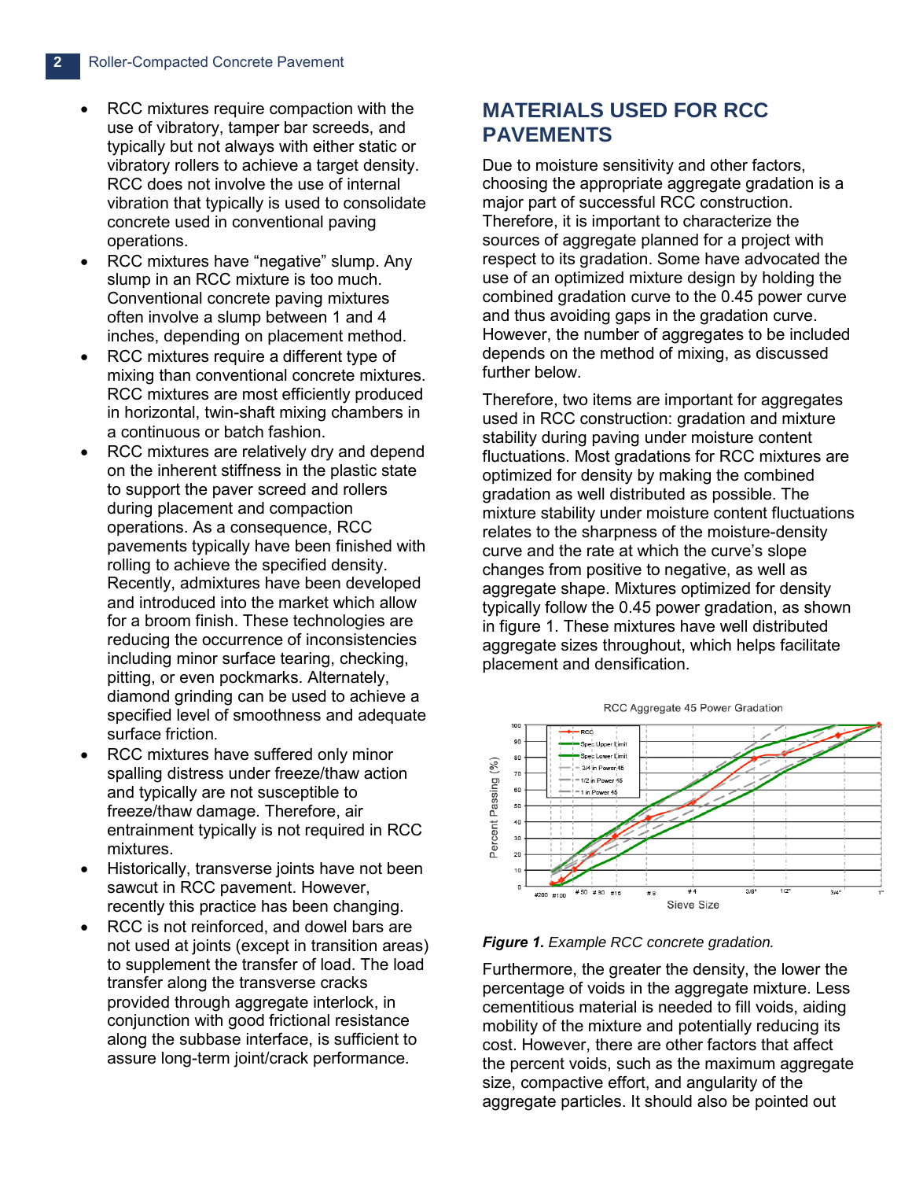- RCC mixtures require compaction with the use of vibratory, tamper bar screeds, and typically but not always with either static or vibratory rollers to achieve a target density. RCC does not involve the use of internal vibration that typically is used to consolidate concrete used in conventional paving operations.
- RCC mixtures have “negative” slump. Any slump in an RCC mixture is too much. Conventional concrete paving mixtures often involve a slump between 1 and 4 inches, depending on placement method.
- RCC mixtures require a different type of mixing than conventional concrete mixtures. RCC mixtures are most efficiently produced in horizontal, twin-shaft mixing chambers in a continuous or batch fashion.
- RCC mixtures are relatively dry and depend on the inherent stiffness in the plastic state to support the paver screed and rollers during placement and compaction operations. As a consequence, RCC pavements typically have been finished with rolling to achieve the specified density. Recently, admixtures have been developed and introduced into the market which allow for a broom finish. These technologies are reducing the occurrence of inconsistencies including minor surface tearing, checking, pitting, or even pockmarks. Alternately, diamond grinding can be used to achieve a specified level of smoothness and adequate surface friction.
- RCC mixtures have suffered only minor spalling distress under freeze/thaw action and typically are not susceptible to freeze/thaw damage. Therefore, air entrainment typically is not required in RCC mixtures.
- Historically, transverse joints have not been sawcut in RCC pavement. However, recently this practice has been changing.
- RCC is not reinforced, and dowel bars are not used at joints (except in transition areas) to supplement the transfer of load. The load transfer along the transverse cracks provided through aggregate interlock, in conjunction with good frictional resistance along the subbase interface, is sufficient to assure long-term joint/crack performance.

## MATERIALS USED FOR RCC PAVEMENTS

Due to moisture sensitivity and other factors, choosing the appropriate aggregate gradation is a major part of successful RCC construction. Therefore, it is important to characterize the sources of aggregate planned for a project with respect to its gradation. Some have advocated the use of an optimized mixture design by holding the combined gradation curve to the 0.45 power curve and thus avoiding gaps in the gradation curve. However, the number of aggregates to be included depends on the method of mixing, as discussed further below.

Therefore, two items are important for aggregates used in RCC construction: gradation and mixture stability during paving under moisture content fluctuations. Most gradations for RCC mixtures are optimized for density by making the combined gradation as well distributed as possible. The mixture stability under moisture content fluctuations relates to the sharpness of the moisture-density curve and the rate at which the curve's slope changes from positive to negative, as well as aggregate shape. Mixtures optimized for density typically follow the 0.45 power gradation, as shown in figure 1. These mixtures have well distributed aggregate sizes throughout, which helps facilitate placement and densification.

RCC Aggregate 45 Power Gradation

Percent Passing (%)

100
90
80
70
60
50
40
30
20
10
0

RCC
Spec Upper Limit
Spec Lower Limit
3/4 in Power 45
1/2 in Power 45
1 in Power 45

#200 #100 #50 #30 #16 #8 #4 3/8" 1/2" 3/4" 1"

Sieve Size

***Figure 1.*** *Example RCC concrete gradation.*

Furthermore, the greater the density, the lower the percentage of voids in the aggregate mixture. Less cementitious material is needed to fill voids, aiding mobility of the mixture and potentially reducing its cost. However, there are other factors that affect the percent voids, such as the maximum aggregate size, compactive effort, and angularity of the aggregate particles. It should also be pointed out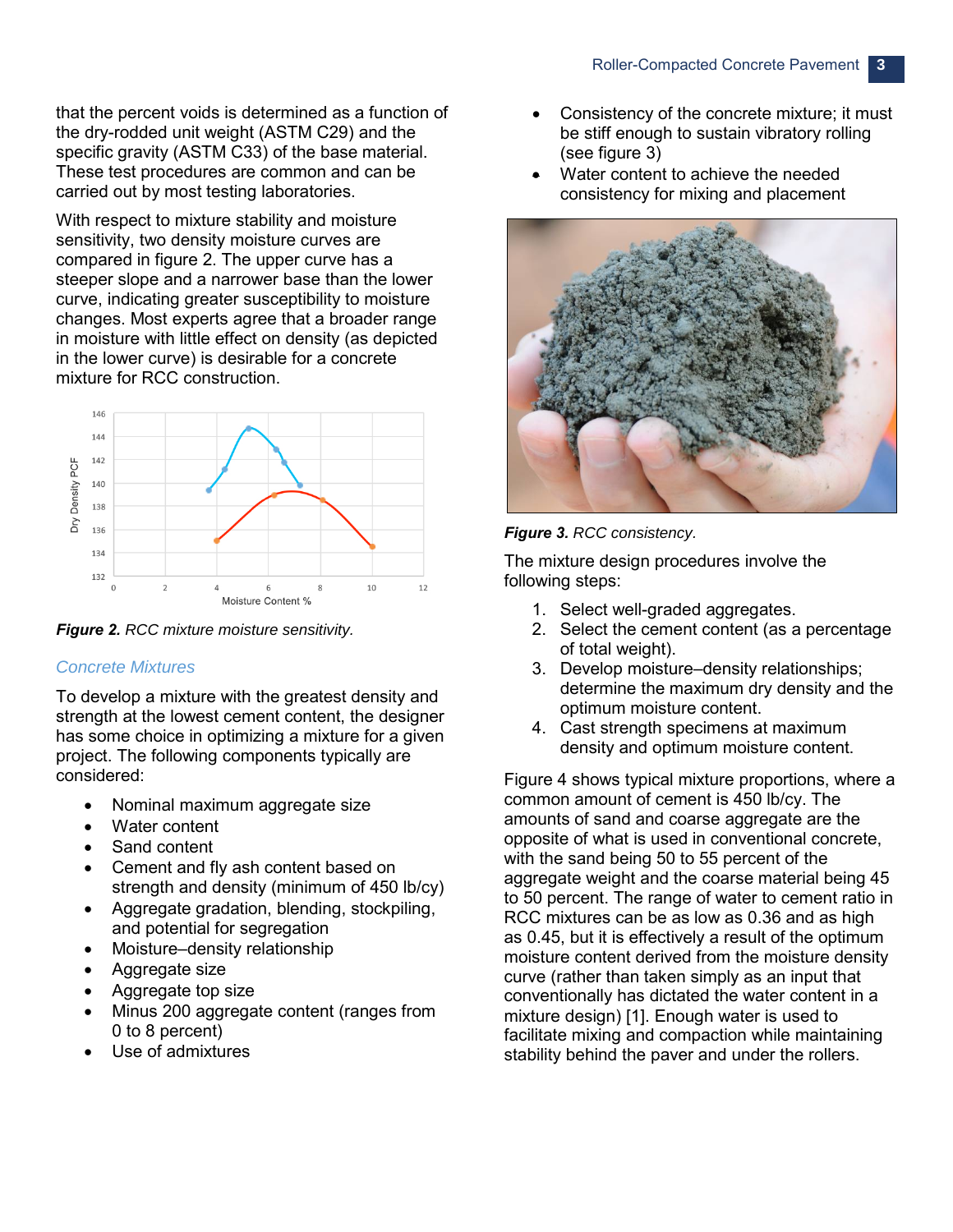that the percent voids is determined as a function of the dry-rodded unit weight (ASTM C29) and the specific gravity (ASTM C33) of the base material. These test procedures are common and can be carried out by most testing laboratories.

With respect to mixture stability and moisture sensitivity, two density moisture curves are compared in figure 2. The upper curve has a steeper slope and a narrower base than the lower curve, indicating greater susceptibility to moisture changes. Most experts agree that a broader range in moisture with little effect on density (as depicted in the lower curve) is desirable for a concrete mixture for RCC construction.

Dry Density PCF

146
144
142
140
138
136
134
132

0 2 4 6 8 10 12

Moisture Content %

***Figure 2.*** *RCC mixture moisture sensitivity.*

## Concrete Mixtures

To develop a mixture with the greatest density and strength at the lowest cement content, the designer has some choice in optimizing a mixture for a given project. The following components typically are considered:

- Nominal maximum aggregate size
- Water content
- Sand content
- Cement and fly ash content based on strength and density (minimum of 450 lb/cy)
- Aggregate gradation, blending, stockpiling, and potential for segregation
- Moisture–density relationship
- Aggregate size
- Aggregate top size
- Minus 200 aggregate content (ranges from 0 to 8 percent)
- Use of admixtures
- Consistency of the concrete mixture; it must be stiff enough to sustain vibratory rolling (see figure 3)
- Water content to achieve the needed consistency for mixing and placement

***Figure 3.*** *RCC consistency.*

The mixture design procedures involve the following steps:

1. Select well-graded aggregates.
2. Select the cement content (as a percentage of total weight).
3. Develop moisture–density relationships; determine the maximum dry density and the optimum moisture content.
4. Cast strength specimens at maximum density and optimum moisture content.

Figure 4 shows typical mixture proportions, where a common amount of cement is 450 lb/cy. The amounts of sand and coarse aggregate are the opposite of what is used in conventional concrete, with the sand being 50 to 55 percent of the aggregate weight and the coarse material being 45 to 50 percent. The range of water to cement ratio in RCC mixtures can be as low as 0.36 and as high as 0.45, but it is effectively a result of the optimum moisture content derived from the moisture density curve (rather than taken simply as an input that conventionally has dictated the water content in a mixture design) [1]. Enough water is used to facilitate mixing and compaction while maintaining stability behind the paver and under the rollers.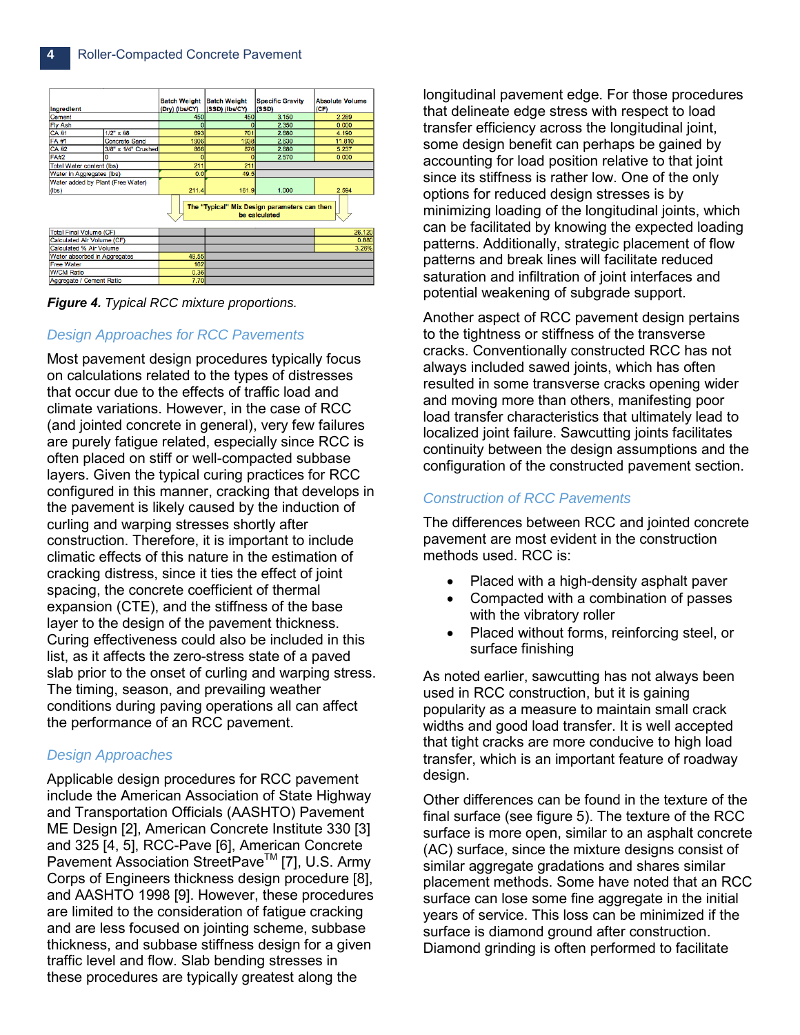| Ingredient | | Batch Weight (Dry) (lbs/CY) | Batch Weight (SSD) (lbs/CY) | Specific Gravity (SSD) | Absolute Volume (CF) |
|---|---|---|---|---|---|
| Cement | | 450 | 450 | 3.150 | 2.289 |
| Fly Ash | | 0 | 0 | 2.350 | 0.000 |
| CA #1 | 1/2" x #8 | 693 | 701 | 2.680 | 4.190 |
| FA #1 | Concrete Sand | 1906 | 1938 | 2.630 | 11.810 |
| CA #2 | 3/8" x 1/4" Crushed | 866 | 876 | 2.680 | 5.237 |
| FA#2 | 0 | 0 | 0 | 2.570 | 0.000 |
| Total Water content (lbs) | | 211 | 211 | | |
| Water in Aggregates (lbs) | | 0.0 | 49.5 | | |
| Water added by Plant (Free Water) (lbs) | | 211.4 | 161.9 | 1.000 | 2.594 |

The "Typical" Mix Design parameters can then be calculated

| | | | | |
|---|---|---|---|---|
| Total Final Volume (CF) | | | | 26.120 |
| Calculated Air Volume (CF) | | | | 0.880 |
| Calculated % Air Volume | | | | 3.26% |
| Water absorbed in Aggregates | 49.55 | | | |
| Free Water | 162 | | | |
| W/CM Ratio | 0.36 | | | |
| Aggregate / Cement Ratio | 7.70 | | | |

***Figure 4.*** *Typical RCC mixture proportions.*

## *Design Approaches for RCC Pavements*

Most pavement design procedures typically focus on calculations related to the types of distresses that occur due to the effects of traffic load and climate variations. However, in the case of RCC (and jointed concrete in general), very few failures are purely fatigue related, especially since RCC is often placed on stiff or well-compacted subbase layers. Given the typical curing practices for RCC configured in this manner, cracking that develops in the pavement is likely caused by the induction of curling and warping stresses shortly after construction. Therefore, it is important to include climatic effects of this nature in the estimation of cracking distress, since it ties the effect of joint spacing, the concrete coefficient of thermal expansion (CTE), and the stiffness of the base layer to the design of the pavement thickness. Curing effectiveness could also be included in this list, as it affects the zero-stress state of a paved slab prior to the onset of curling and warping stress. The timing, season, and prevailing weather conditions during paving operations all can affect the performance of an RCC pavement.

## *Design Approaches*

Applicable design procedures for RCC pavement include the American Association of State Highway and Transportation Officials (AASHTO) Pavement ME Design [2], American Concrete Institute 330 [3] and 325 [4, 5], RCC-Pave [6], American Concrete Pavement Association StreetPave™ [7], U.S. Army Corps of Engineers thickness design procedure [8], and AASHTO 1998 [9]. However, these procedures are limited to the consideration of fatigue cracking and are less focused on jointing scheme, subbase thickness, and subbase stiffness design for a given traffic level and flow. Slab bending stresses in these procedures are typically greatest along the longitudinal pavement edge. For those procedures that delineate edge stress with respect to load transfer efficiency across the longitudinal joint, some design benefit can perhaps be gained by accounting for load position relative to that joint since its stiffness is rather low. One of the only options for reduced design stresses is by minimizing loading of the longitudinal joints, which can be facilitated by knowing the expected loading patterns. Additionally, strategic placement of flow patterns and break lines will facilitate reduced saturation and infiltration of joint interfaces and potential weakening of subgrade support.

Another aspect of RCC pavement design pertains to the tightness or stiffness of the transverse cracks. Conventionally constructed RCC has not always included sawed joints, which has often resulted in some transverse cracks opening wider and moving more than others, manifesting poor load transfer characteristics that ultimately lead to localized joint failure. Sawcutting joints facilitates continuity between the design assumptions and the configuration of the constructed pavement section.

## *Construction of RCC Pavements*

The differences between RCC and jointed concrete pavement are most evident in the construction methods used. RCC is:

- Placed with a high-density asphalt paver
- Compacted with a combination of passes with the vibratory roller
- Placed without forms, reinforcing steel, or surface finishing

As noted earlier, sawcutting has not always been used in RCC construction, but it is gaining popularity as a measure to maintain small crack widths and good load transfer. It is well accepted that tight cracks are more conducive to high load transfer, which is an important feature of roadway design.

Other differences can be found in the texture of the final surface (see figure 5). The texture of the RCC surface is more open, similar to an asphalt concrete (AC) surface, since the mixture designs consist of similar aggregate gradations and shares similar placement methods. Some have noted that an RCC surface can lose some fine aggregate in the initial years of service. This loss can be minimized if the surface is diamond ground after construction. Diamond grinding is often performed to facilitate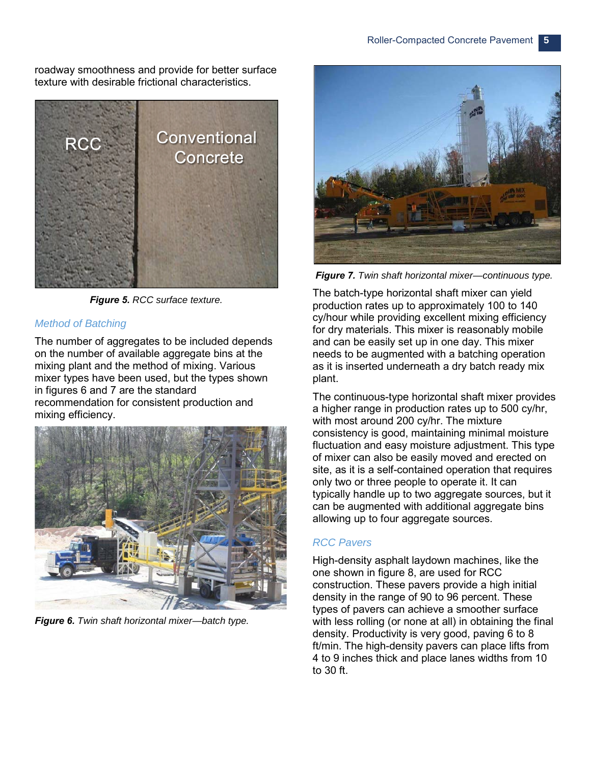roadway smoothness and provide for better surface texture with desirable frictional characteristics.

RCC

Conventional Concrete

***Figure 5.*** *RCC surface texture.*

### *Method of Batching*

The number of aggregates to be included depends on the number of available aggregate bins at the mixing plant and the method of mixing. Various mixer types have been used, but the types shown in figures 6 and 7 are the standard recommendation for consistent production and mixing efficiency.

***Figure 6.*** *Twin shaft horizontal mixer—batch type.*

***Figure 7.*** *Twin shaft horizontal mixer—continuous type.*

The batch-type horizontal shaft mixer can yield production rates up to approximately 100 to 140 cy/hour while providing excellent mixing efficiency for dry materials. This mixer is reasonably mobile and can be easily set up in one day. This mixer needs to be augmented with a batching operation as it is inserted underneath a dry batch ready mix plant.

The continuous-type horizontal shaft mixer provides a higher range in production rates up to 500 cy/hr, with most around 200 cy/hr. The mixture consistency is good, maintaining minimal moisture fluctuation and easy moisture adjustment. This type of mixer can also be easily moved and erected on site, as it is a self-contained operation that requires only two or three people to operate it. It can typically handle up to two aggregate sources, but it can be augmented with additional aggregate bins allowing up to four aggregate sources.

### *RCC Pavers*

High-density asphalt laydown machines, like the one shown in figure 8, are used for RCC construction. These pavers provide a high initial density in the range of 90 to 96 percent. These types of pavers can achieve a smoother surface with less rolling (or none at all) in obtaining the final density. Productivity is very good, paving 6 to 8 ft/min. The high-density pavers can place lifts from 4 to 9 inches thick and place lanes widths from 10 to 30 ft.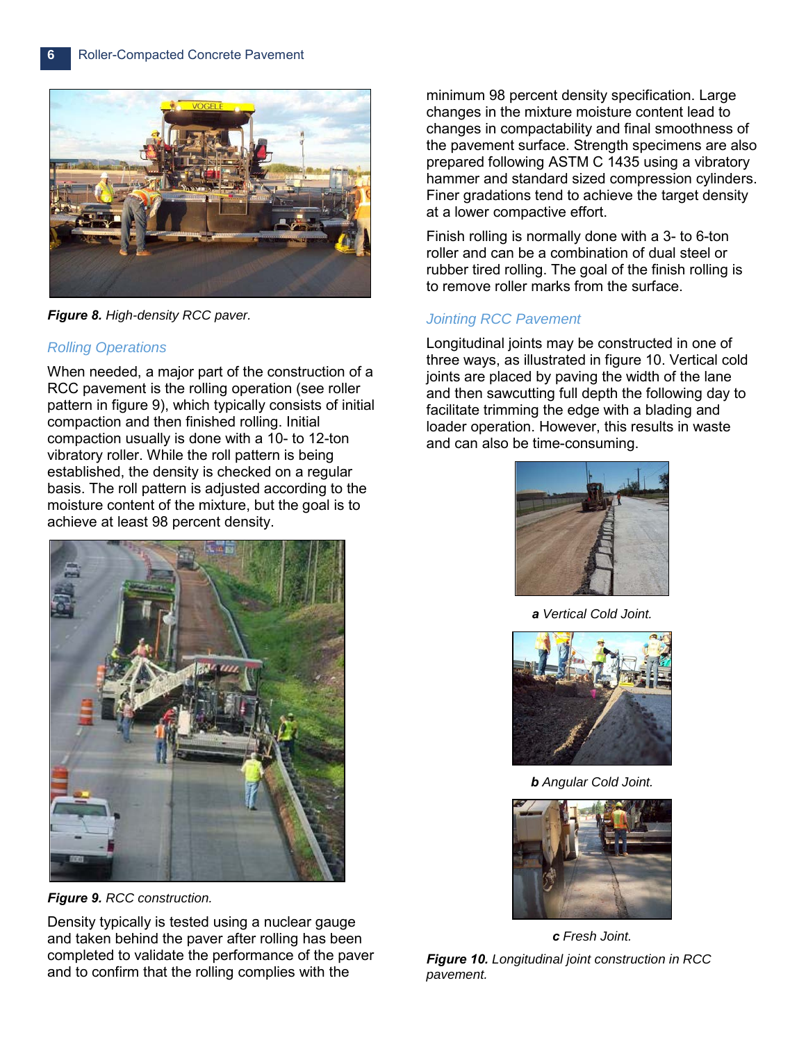*Figure 8.* High-density RCC paver.

### Rolling Operations

When needed, a major part of the construction of a RCC pavement is the rolling operation (see roller pattern in figure 9), which typically consists of initial compaction and then finished rolling. Initial compaction usually is done with a 10- to 12-ton vibratory roller. While the roll pattern is being established, the density is checked on a regular basis. The roll pattern is adjusted according to the moisture content of the mixture, but the goal is to achieve at least 98 percent density.

*Figure 9.* RCC construction.

Density typically is tested using a nuclear gauge and taken behind the paver after rolling has been completed to validate the performance of the paver and to confirm that the rolling complies with the minimum 98 percent density specification. Large changes in the mixture moisture content lead to changes in compactability and final smoothness of the pavement surface. Strength specimens are also prepared following ASTM C 1435 using a vibratory hammer and standard sized compression cylinders. Finer gradations tend to achieve the target density at a lower compactive effort.

Finish rolling is normally done with a 3- to 6-ton roller and can be a combination of dual steel or rubber tired rolling. The goal of the finish rolling is to remove roller marks from the surface.

### Jointing RCC Pavement

Longitudinal joints may be constructed in one of three ways, as illustrated in figure 10. Vertical cold joints are placed by paving the width of the lane and then sawcutting full depth the following day to facilitate trimming the edge with a blading and loader operation. However, this results in waste and can also be time-consuming.

***a*** Vertical Cold Joint.

***b*** Angular Cold Joint.

***c*** Fresh Joint.

***Figure 10.*** *Longitudinal joint construction in RCC pavement.*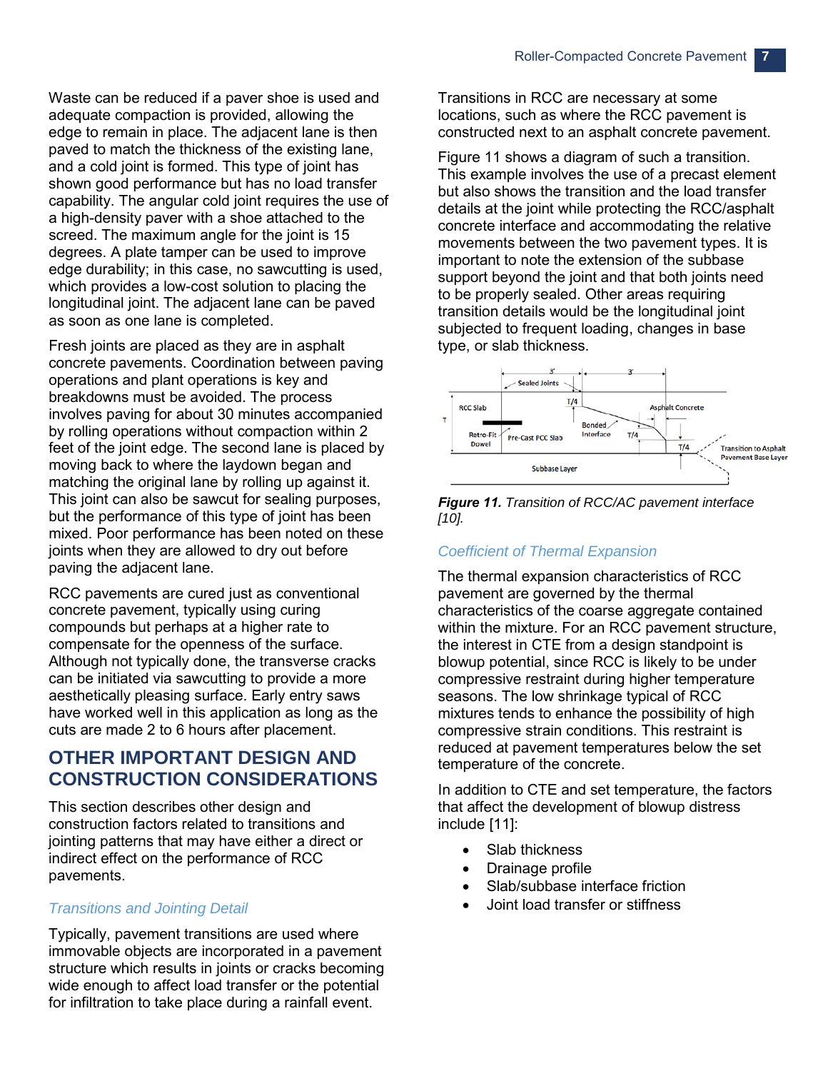Waste can be reduced if a paver shoe is used and adequate compaction is provided, allowing the edge to remain in place. The adjacent lane is then paved to match the thickness of the existing lane, and a cold joint is formed. This type of joint has shown good performance but has no load transfer capability. The angular cold joint requires the use of a high-density paver with a shoe attached to the screed. The maximum angle for the joint is 15 degrees. A plate tamper can be used to improve edge durability; in this case, no sawcutting is used, which provides a low-cost solution to placing the longitudinal joint. The adjacent lane can be paved as soon as one lane is completed.

Fresh joints are placed as they are in asphalt concrete pavements. Coordination between paving operations and plant operations is key and breakdowns must be avoided. The process involves paving for about 30 minutes accompanied by rolling operations without compaction within 2 feet of the joint edge. The second lane is placed by moving back to where the laydown began and matching the original lane by rolling up against it. This joint can also be sawcut for sealing purposes, but the performance of this type of joint has been mixed. Poor performance has been noted on these joints when they are allowed to dry out before paving the adjacent lane.

RCC pavements are cured just as conventional concrete pavement, typically using curing compounds but perhaps at a higher rate to compensate for the openness of the surface. Although not typically done, the transverse cracks can be initiated via sawcutting to provide a more aesthetically pleasing surface. Early entry saws have worked well in this application as long as the cuts are made 2 to 6 hours after placement.

## OTHER IMPORTANT DESIGN AND CONSTRUCTION CONSIDERATIONS

This section describes other design and construction factors related to transitions and jointing patterns that may have either a direct or indirect effect on the performance of RCC pavements.

### *Transitions and Jointing Detail*

Typically, pavement transitions are used where immovable objects are incorporated in a pavement structure which results in joints or cracks becoming wide enough to affect load transfer or the potential for infiltration to take place during a rainfall event.

Transitions in RCC are necessary at some locations, such as where the RCC pavement is constructed next to an asphalt concrete pavement.

Figure 11 shows a diagram of such a transition. This example involves the use of a precast element but also shows the transition and the load transfer details at the joint while protecting the RCC/asphalt concrete interface and accommodating the relative movements between the two pavement types. It is important to note the extension of the subbase support beyond the joint and that both joints need to be properly sealed. Other areas requiring transition details would be the longitudinal joint subjected to frequent loading, changes in base type, or slab thickness.

3'
3'
Sealed Joints
RCC Slab
T/4
Asphalt Concrete
T
Bonded Interface
T/4
Retro-Fit Dowel
Pre-Cast PCC Slab
T/4
Transition to Asphalt Pavement Base Layer
Subbase Layer

***Figure 11.*** *Transition of RCC/AC pavement interface [10].*

### *Coefficient of Thermal Expansion*

The thermal expansion characteristics of RCC pavement are governed by the thermal characteristics of the coarse aggregate contained within the mixture. For an RCC pavement structure, the interest in CTE from a design standpoint is blowup potential, since RCC is likely to be under compressive restraint during higher temperature seasons. The low shrinkage typical of RCC mixtures tends to enhance the possibility of high compressive strain conditions. This restraint is reduced at pavement temperatures below the set temperature of the concrete.

In addition to CTE and set temperature, the factors that affect the development of blowup distress include [11]:

- Slab thickness
- Drainage profile
- Slab/subbase interface friction
- Joint load transfer or stiffness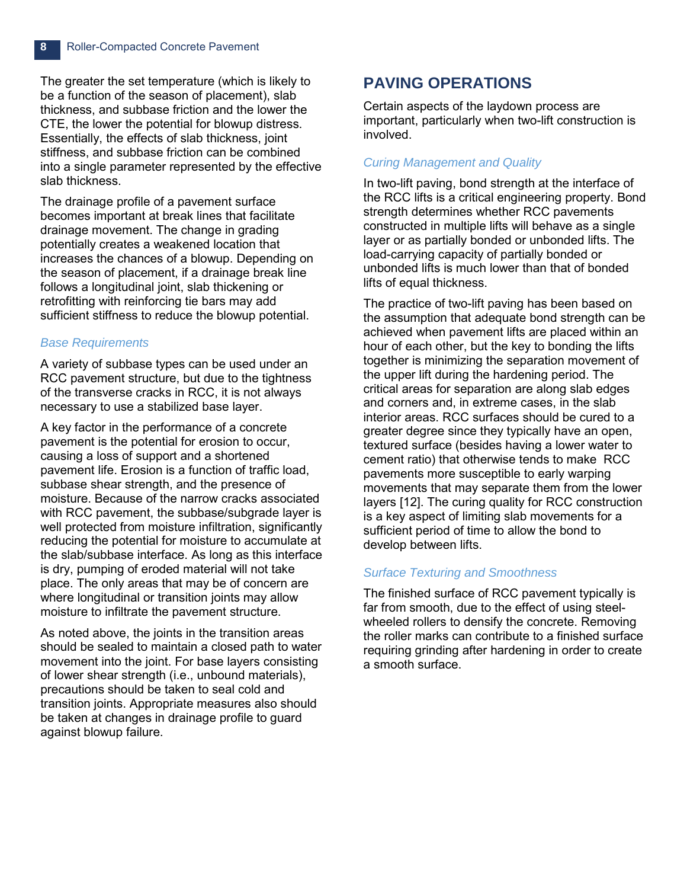The greater the set temperature (which is likely to be a function of the season of placement), slab thickness, and subbase friction and the lower the CTE, the lower the potential for blowup distress. Essentially, the effects of slab thickness, joint stiffness, and subbase friction can be combined into a single parameter represented by the effective slab thickness.

The drainage profile of a pavement surface becomes important at break lines that facilitate drainage movement. The change in grading potentially creates a weakened location that increases the chances of a blowup. Depending on the season of placement, if a drainage break line follows a longitudinal joint, slab thickening or retrofitting with reinforcing tie bars may add sufficient stiffness to reduce the blowup potential.

### *Base Requirements*

A variety of subbase types can be used under an RCC pavement structure, but due to the tightness of the transverse cracks in RCC, it is not always necessary to use a stabilized base layer.

A key factor in the performance of a concrete pavement is the potential for erosion to occur, causing a loss of support and a shortened pavement life. Erosion is a function of traffic load, subbase shear strength, and the presence of moisture. Because of the narrow cracks associated with RCC pavement, the subbase/subgrade layer is well protected from moisture infiltration, significantly reducing the potential for moisture to accumulate at the slab/subbase interface. As long as this interface is dry, pumping of eroded material will not take place. The only areas that may be of concern are where longitudinal or transition joints may allow moisture to infiltrate the pavement structure.

As noted above, the joints in the transition areas should be sealed to maintain a closed path to water movement into the joint. For base layers consisting of lower shear strength (i.e., unbound materials), precautions should be taken to seal cold and transition joints. Appropriate measures also should be taken at changes in drainage profile to guard against blowup failure.

## PAVING OPERATIONS

Certain aspects of the laydown process are important, particularly when two-lift construction is involved.

### *Curing Management and Quality*

In two-lift paving, bond strength at the interface of the RCC lifts is a critical engineering property. Bond strength determines whether RCC pavements constructed in multiple lifts will behave as a single layer or as partially bonded or unbonded lifts. The load-carrying capacity of partially bonded or unbonded lifts is much lower than that of bonded lifts of equal thickness.

The practice of two-lift paving has been based on the assumption that adequate bond strength can be achieved when pavement lifts are placed within an hour of each other, but the key to bonding the lifts together is minimizing the separation movement of the upper lift during the hardening period. The critical areas for separation are along slab edges and corners and, in extreme cases, in the slab interior areas. RCC surfaces should be cured to a greater degree since they typically have an open, textured surface (besides having a lower water to cement ratio) that otherwise tends to make RCC pavements more susceptible to early warping movements that may separate them from the lower layers [12]. The curing quality for RCC construction is a key aspect of limiting slab movements for a sufficient period of time to allow the bond to develop between lifts.

### *Surface Texturing and Smoothness*

The finished surface of RCC pavement typically is far from smooth, due to the effect of using steel-wheeled rollers to densify the concrete. Removing the roller marks can contribute to a finished surface requiring grinding after hardening in order to create a smooth surface.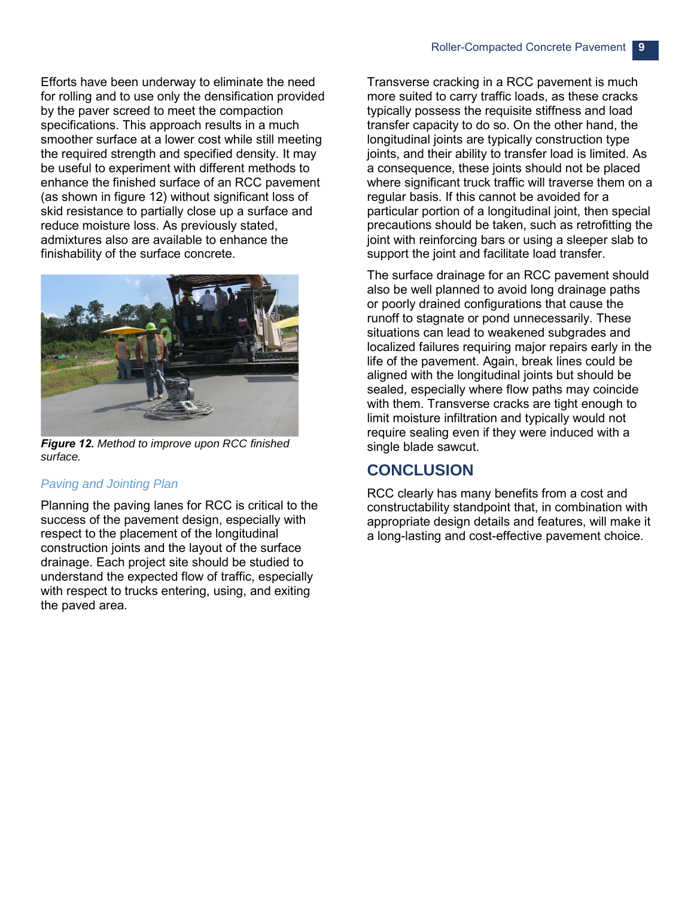Efforts have been underway to eliminate the need for rolling and to use only the densification provided by the paver screed to meet the compaction specifications. This approach results in a much smoother surface at a lower cost while still meeting the required strength and specified density. It may be useful to experiment with different methods to enhance the finished surface of an RCC pavement (as shown in figure 12) without significant loss of skid resistance to partially close up a surface and reduce moisture loss. As previously stated, admixtures also are available to enhance the finishability of the surface concrete.

***Figure 12.*** *Method to improve upon RCC finished surface.*

### *Paving and Jointing Plan*

Planning the paving lanes for RCC is critical to the success of the pavement design, especially with respect to the placement of the longitudinal construction joints and the layout of the surface drainage. Each project site should be studied to understand the expected flow of traffic, especially with respect to trucks entering, using, and exiting the paved area.

Transverse cracking in a RCC pavement is much more suited to carry traffic loads, as these cracks typically possess the requisite stiffness and load transfer capacity to do so. On the other hand, the longitudinal joints are typically construction type joints, and their ability to transfer load is limited. As a consequence, these joints should not be placed where significant truck traffic will traverse them on a regular basis. If this cannot be avoided for a particular portion of a longitudinal joint, then special precautions should be taken, such as retrofitting the joint with reinforcing bars or using a sleeper slab to support the joint and facilitate load transfer.

The surface drainage for an RCC pavement should also be well planned to avoid long drainage paths or poorly drained configurations that cause the runoff to stagnate or pond unnecessarily. These situations can lead to weakened subgrades and localized failures requiring major repairs early in the life of the pavement. Again, break lines could be aligned with the longitudinal joints but should be sealed, especially where flow paths may coincide with them. Transverse cracks are tight enough to limit moisture infiltration and typically would not require sealing even if they were induced with a single blade sawcut.

## CONCLUSION

RCC clearly has many benefits from a cost and constructability standpoint that, in combination with appropriate design details and features, will make it a long-lasting and cost-effective pavement choice.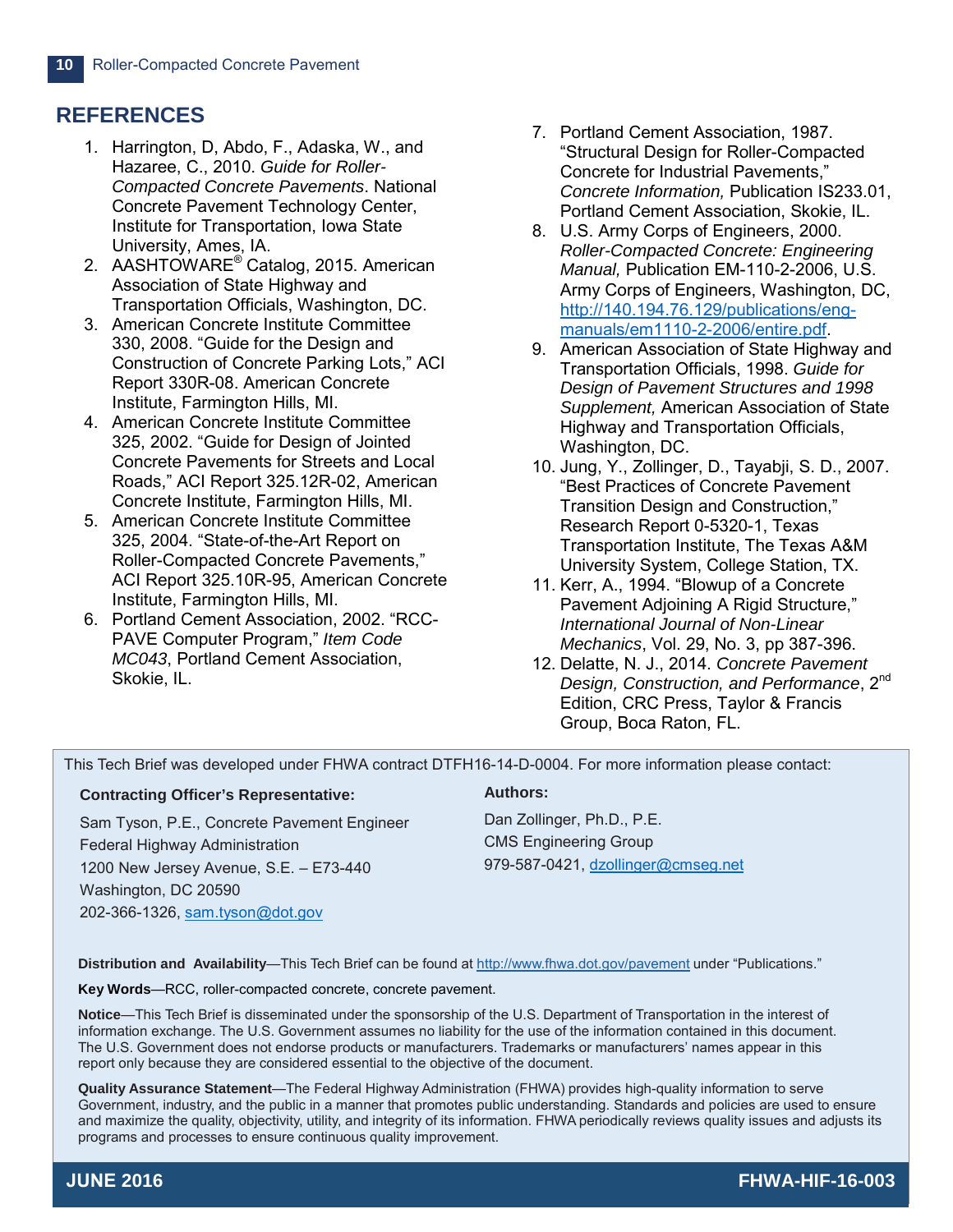## REFERENCES

1. Harrington, D, Abdo, F., Adaska, W., and Hazaree, C., 2010. *Guide for Roller-Compacted Concrete Pavements*. National Concrete Pavement Technology Center, Institute for Transportation, Iowa State University, Ames, IA.
2. AASHTOWARE® Catalog, 2015. American Association of State Highway and Transportation Officials, Washington, DC.
3. American Concrete Institute Committee 330, 2008. "Guide for the Design and Construction of Concrete Parking Lots," ACI Report 330R-08. American Concrete Institute, Farmington Hills, MI.
4. American Concrete Institute Committee 325, 2002. "Guide for Design of Jointed Concrete Pavements for Streets and Local Roads," ACI Report 325.12R-02, American Concrete Institute, Farmington Hills, MI.
5. American Concrete Institute Committee 325, 2004. "State-of-the-Art Report on Roller-Compacted Concrete Pavements," ACI Report 325.10R-95, American Concrete Institute, Farmington Hills, MI.
6. Portland Cement Association, 2002. "RCC-PAVE Computer Program," *Item Code MC043*, Portland Cement Association, Skokie, IL.
7. Portland Cement Association, 1987. "Structural Design for Roller-Compacted Concrete for Industrial Pavements," *Concrete Information,* Publication IS233.01, Portland Cement Association, Skokie, IL.
8. U.S. Army Corps of Engineers, 2000. *Roller-Compacted Concrete: Engineering Manual,* Publication EM-110-2-2006, U.S. Army Corps of Engineers, Washington, DC, http://140.194.76.129/publications/eng-manuals/em1110-2-2006/entire.pdf.
9. American Association of State Highway and Transportation Officials, 1998. *Guide for Design of Pavement Structures and 1998 Supplement,* American Association of State Highway and Transportation Officials, Washington, DC.
10. Jung, Y., Zollinger, D., Tayabji, S. D., 2007. "Best Practices of Concrete Pavement Transition Design and Construction," Research Report 0-5320-1, Texas Transportation Institute, The Texas A&M University System, College Station, TX.
11. Kerr, A., 1994. "Blowup of a Concrete Pavement Adjoining A Rigid Structure," *International Journal of Non-Linear Mechanics*, Vol. 29, No. 3, pp 387-396.
12. Delatte, N. J., 2014. *Concrete Pavement Design, Construction, and Performance*, 2nd Edition, CRC Press, Taylor & Francis Group, Boca Raton, FL.

This Tech Brief was developed under FHWA contract DTFH16-14-D-0004. For more information please contact:

**Contracting Officer's Representative:**

Sam Tyson, P.E., Concrete Pavement Engineer
Federal Highway Administration
1200 New Jersey Avenue, S.E. – E73-440
Washington, DC 20590
202-366-1326, sam.tyson@dot.gov

**Authors:**

Dan Zollinger, Ph.D., P.E.
CMS Engineering Group
979-587-0421, dzollinger@cmseg.net

**Distribution and Availability**—This Tech Brief can be found at http://www.fhwa.dot.gov/pavement under "Publications."

**Key Words**—RCC, roller-compacted concrete, concrete pavement.

**Notice**—This Tech Brief is disseminated under the sponsorship of the U.S. Department of Transportation in the interest of information exchange. The U.S. Government assumes no liability for the use of the information contained in this document. The U.S. Government does not endorse products or manufacturers. Trademarks or manufacturers' names appear in this report only because they are considered essential to the objective of the document.

**Quality Assurance Statement**—The Federal Highway Administration (FHWA) provides high-quality information to serve Government, industry, and the public in a manner that promotes public understanding. Standards and policies are used to ensure and maximize the quality, objectivity, utility, and integrity of its information. FHWA periodically reviews quality issues and adjusts its programs and processes to ensure continuous quality improvement.

**JUNE 2016** **FHWA-HIF-16-003**